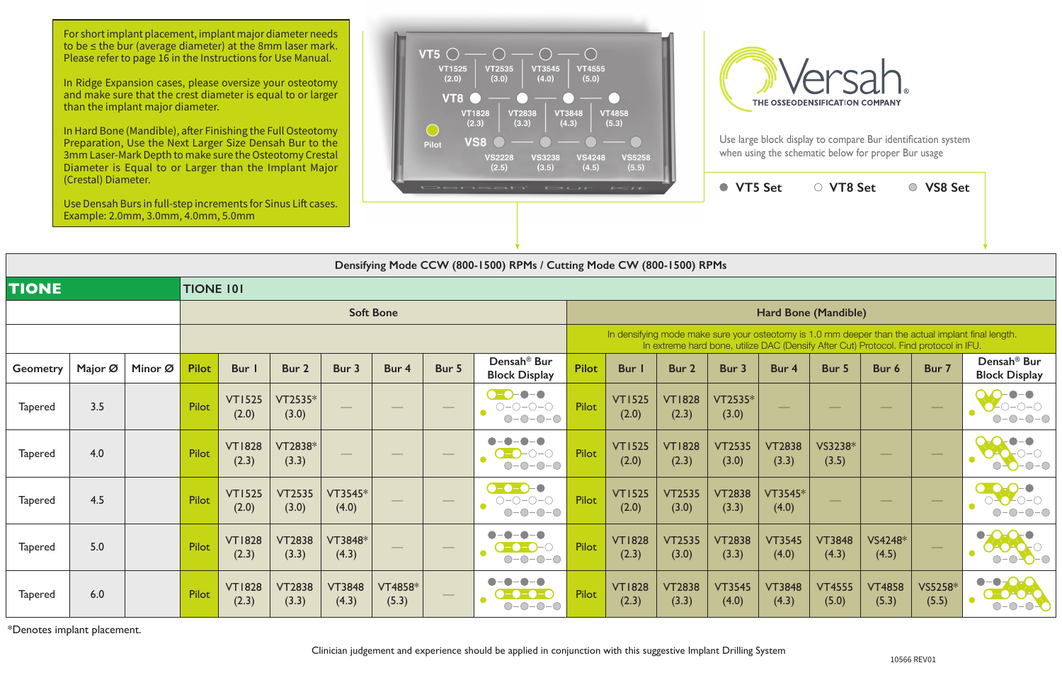For short implant placement, implant major diameter needs to be ≤ the bur (average diameter) at the 8mm laser mark. Please refer to page 16 in the Instructions for Use Manual.

In Ridge Expansion cases, please oversize your osteotomy and make sure that the crest diameter is equal to or larger than the implant major diameter.

In Hard Bone (Mandible), after Finishing the Full Osteotomy Preparation, Use the Next Larger Size Densah Bur to the 3mm Laser-Mark Depth to make sure the Osteotomy Crestal Diameter is Equal to or Larger than the Implant Major (Crestal) Diameter.

Use Densah Burs in full-step increments for Sinus Lift cases. Example: 2.0mm, 3.0mm, 4.0mm, 5.0mm

VT5: VT1525 (2.0), VT2535 (3.0), VT3545 (4.0), VT4555 (5.0)
VT8: VT1828 (2.3), VT2838 (3.3), VT3848 (4.3), VT4858 (5.3)
Pilot
VS8: VS2228 (2.5), VS3238 (3.5), VS4248 (4.5), VS5258 (5.5)

Densah Bur Kit

**Versah** — THE OSSEODENSIFICATION COMPANY

Use large block display to compare Bur identification system when using the schematic below for proper Bur usage

● VT5 Set ○ VT8 Set ● VS8 Set

**Densifying Mode CCW (800-1500) RPMs / Cutting Mode CW (800-1500) RPMs**

**TIONE** — TIONE 101

| Geometry | Major Ø | Minor Ø | Soft Bone | | | | | | | Hard Bone (Mandible) In densifying mode make sure your osteotomy is 1.0 mm deeper than the actual implant final length. In extreme hard bone, utilize DAC (Densify After Cut) Protocol. Find protocol in IFU. | | | | | | | | |
|---|---|---|---|---|---|---|---|---|---|---|---|---|---|---|---|---|---|---|
| | | | Pilot | Bur 1 | Bur 2 | Bur 3 | Bur 4 | Bur 5 | Densah® Bur Block Display | Pilot | Bur 1 | Bur 2 | Bur 3 | Bur 4 | Bur 5 | Bur 6 | Bur 7 | Densah® Bur Block Display |
| Tapered | 3.5 | | Pilot | VT1525 (2.0) | VT2535* (3.0) | — | — | — | | Pilot | VT1525 (2.0) | VT1828 (2.3) | VT2535* (3.0) | — | — | — | — | |
| Tapered | 4.0 | | Pilot | VT1828 (2.3) | VT2838* (3.3) | — | — | — | | Pilot | VT1525 (2.0) | VT1828 (2.3) | VT2535 (3.0) | VT2838 (3.3) | VS3238* (3.5) | — | — | |
| Tapered | 4.5 | | Pilot | VT1525 (2.0) | VT2535 (3.0) | VT3545* (4.0) | — | — | | Pilot | VT1525 (2.0) | VT2535 (3.0) | VT2838 (3.3) | VT3545* (4.0) | — | — | — | |
| Tapered | 5.0 | | Pilot | VT1828 (2.3) | VT2838 (3.3) | VT3848* (4.3) | — | — | | Pilot | VT1828 (2.3) | VT2535 (3.0) | VT2838 (3.3) | VT3545 (4.0) | VT3848 (4.3) | VS4248* (4.5) | — | |
| Tapered | 6.0 | | Pilot | VT1828 (2.3) | VT2838 (3.3) | VT3848 (4.3) | VT4858* (5.3) | — | | Pilot | VT1828 (2.3) | VT2838 (3.3) | VT3545 (4.0) | VT3848 (4.3) | VT4555 (5.0) | VT4858 (5.3) | VS5258* (5.5) | |

*Denotes implant placement.

Clinician judgement and experience should be applied in conjunction with this suggestive Implant Drilling System

10566 REV01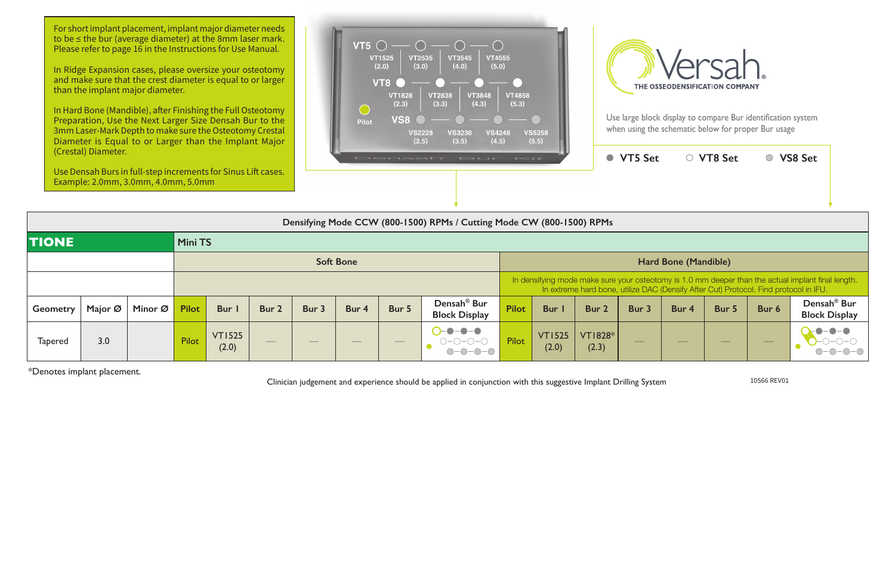For short implant placement, implant major diameter needs to be ≤ the bur (average diameter) at the 8mm laser mark. Please refer to page 16 in the Instructions for Use Manual.

In Ridge Expansion cases, please oversize your osteotomy and make sure that the crest diameter is equal to or larger than the implant major diameter.

In Hard Bone (Mandible), after Finishing the Full Osteotomy Preparation, Use the Next Larger Size Densah Bur to the 3mm Laser-Mark Depth to make sure the Osteotomy Crestal Diameter is Equal to or Larger than the Implant Major (Crestal) Diameter.

Use Densah Burs in full-step increments for Sinus Lift cases. Example: 2.0mm, 3.0mm, 4.0mm, 5.0mm

| | | | | |
|---|---|---|---|---|
| VT5 | VT1525 (2.0) | VT2535 (3.0) | VT3545 (4.0) | VT4555 (5.0) |
| VT8 | VT1828 (2.3) | VT2838 (3.3) | VT3848 (4.3) | VT4858 (5.3) |
| VS8 | VS2228 (2.5) | VS3238 (3.5) | VS4248 (4.5) | VS5258 (5.5) |

Pilot

Densah Bur Kit

Versah® THE OSSEODENSIFICATION COMPANY

Use large block display to compare Bur identification system when using the schematic below for proper Bur usage

● VT5 Set ○ VT8 Set ● VS8 Set

| Densifying Mode CCW (800-1500) RPMs / Cutting Mode CW (800-1500) RPMs | | | | | | | | | | | | | | | | | |
|---|---|---|---|---|---|---|---|---|---|---|---|---|---|---|---|---|---|
| **TIONE** | | | Mini TS | | | | | | | | | | | | | | |
| | | | Soft Bone | | | | | | | Hard Bone (Mandible) | | | | | | | |
| | | | | | | | | | | In densifying mode make sure your osteotomy is 1.0 mm deeper than the actual implant final length. In extreme hard bone, utilize DAC (Densify After Cut) Protocol. Find protocol in IFU. | | | | | | | |
| Geometry | Major Ø | Minor Ø | Pilot | Bur 1 | Bur 2 | Bur 3 | Bur 4 | Bur 5 | Densah® Bur Block Display | Pilot | Bur 1 | Bur 2 | Bur 3 | Bur 4 | Bur 5 | Bur 6 | Densah® Bur Block Display |
| Tapered | 3.0 | | Pilot | VT1525 (2.0) | — | — | — | — | | Pilot | VT1525 (2.0) | VT1828* (2.3) | — | — | — | — | |

*Denotes implant placement.

Clinician judgement and experience should be applied in conjunction with this suggestive Implant Drilling System

10566 REV01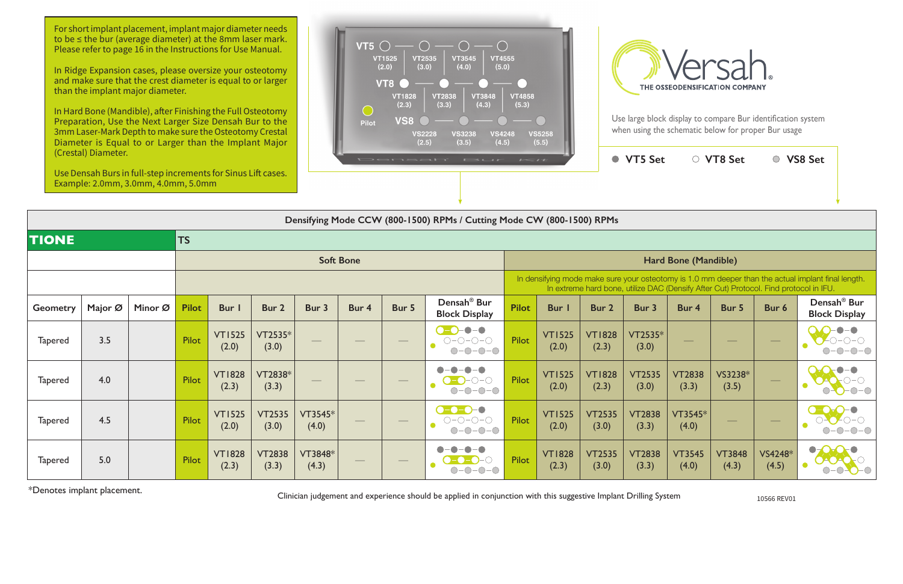For short implant placement, implant major diameter needs to be ≤ the bur (average diameter) at the 8mm laser mark. Please refer to page 16 in the Instructions for Use Manual.

In Ridge Expansion cases, please oversize your osteotomy and make sure that the crest diameter is equal to or larger than the implant major diameter.

In Hard Bone (Mandible), after Finishing the Full Osteotomy Preparation, Use the Next Larger Size Densah Bur to the 3mm Laser-Mark Depth to make sure the Osteotomy Crestal Diameter is Equal to or Larger than the Implant Major (Crestal) Diameter.

Use Densah Burs in full-step increments for Sinus Lift cases. Example: 2.0mm, 3.0mm, 4.0mm, 5.0mm

VT5: VT1525 (2.0), VT2535 (3.0), VT3545 (4.0), VT4555 (5.0)

VT8: VT1828 (2.3), VT2838 (3.3), VT3848 (4.3), VT4858 (5.3)

Pilot

VS8: VS2228 (2.5), VS3238 (3.5), VS4248 (4.5), VS5258 (5.5)

Densah Bur Kit

Versah® THE OSSEODENSIFICATION COMPANY

Use large block display to compare Bur identification system when using the schematic below for proper Bur usage

● VT5 Set ○ VT8 Set ◎ VS8 Set

**Densifying Mode CCW (800-1500) RPMs / Cutting Mode CW (800-1500) RPMs**

**TIONE** — TS

| | | | Soft Bone | | | | | | | Hard Bone (Mandible) | | | | | | | |
|---|---|---|---|---|---|---|---|---|---|---|---|---|---|---|---|---|---|
| | | | | | | | | | | In densifying mode make sure your osteotomy is 1.0 mm deeper than the actual implant final length. In extreme hard bone, utilize DAC (Densify After Cut) Protocol. Find protocol in IFU. | | | | | | | |
| Geometry | Major Ø | Minor Ø | Pilot | Bur 1 | Bur 2 | Bur 3 | Bur 4 | Bur 5 | Densah® Bur Block Display | Pilot | Bur 1 | Bur 2 | Bur 3 | Bur 4 | Bur 5 | Bur 6 | Densah® Bur Block Display |
| Tapered | 3.5 | | Pilot | VT1525 (2.0) | VT2535* (3.0) | — | — | — | | Pilot | VT1525 (2.0) | VT1828 (2.3) | VT2535* (3.0) | — | — | — | |
| Tapered | 4.0 | | Pilot | VT1828 (2.3) | VT2838* (3.3) | — | — | — | | Pilot | VT1525 (2.0) | VT1828 (2.3) | VT2535 (3.0) | VT2838 (3.3) | VS3238* (3.5) | — | |
| Tapered | 4.5 | | Pilot | VT1525 (2.0) | VT2535 (3.0) | VT3545* (4.0) | — | — | | Pilot | VT1525 (2.0) | VT2535 (3.0) | VT2838 (3.3) | VT3545* (4.0) | — | — | |
| Tapered | 5.0 | | Pilot | VT1828 (2.3) | VT2838 (3.3) | VT3848* (4.3) | — | — | | Pilot | VT1828 (2.3) | VT2535 (3.0) | VT2838 (3.3) | VT3545 (4.0) | VT3848 (4.3) | VS4248* (4.5) | |

*Denotes implant placement.

Clinician judgement and experience should be applied in conjunction with this suggestive Implant Drilling System

10566 REV01